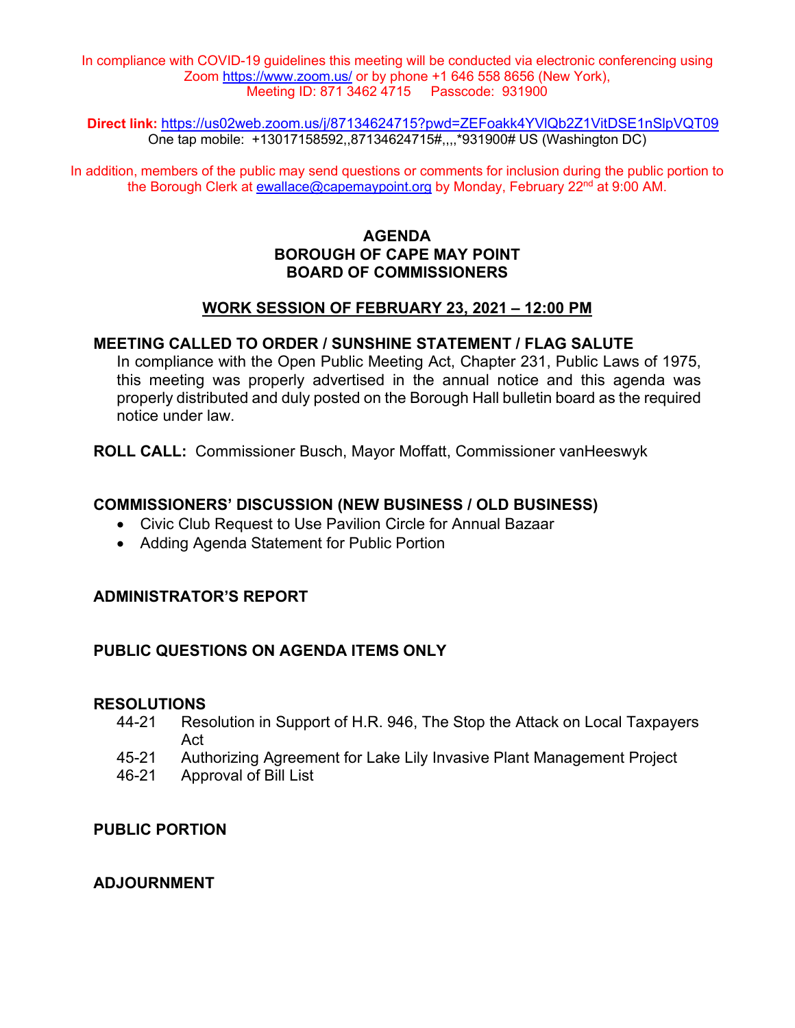In compliance with COVID-19 guidelines this meeting will be conducted via electronic conferencing using Zoom https://www.zoom.us/ or by phone +1 646 558 8656 (New York), Meeting ID: 871 3462 4715 Passcode: 931900

**Direct link:** https://us02web.zoom.us/j/87134624715?pwd=ZEFoakk4YVlQb2Z1VitDSE1nSlpVQT09
One tap mobile: +13017158592,,87134624715#,,,,*931900# US (Washington DC)

In addition, members of the public may send questions or comments for inclusion during the public portion to the Borough Clerk at ewallace@capemaypoint.org by Monday, February 22nd at 9:00 AM.

# AGENDA
# BOROUGH OF CAPE MAY POINT
# BOARD OF COMMISSIONERS

## WORK SESSION OF FEBRUARY 23, 2021 – 12:00 PM

**MEETING CALLED TO ORDER / SUNSHINE STATEMENT / FLAG SALUTE**

In compliance with the Open Public Meeting Act, Chapter 231, Public Laws of 1975, this meeting was properly advertised in the annual notice and this agenda was properly distributed and duly posted on the Borough Hall bulletin board as the required notice under law.

**ROLL CALL:** Commissioner Busch, Mayor Moffatt, Commissioner vanHeeswyk

**COMMISSIONERS' DISCUSSION (NEW BUSINESS / OLD BUSINESS)**

- Civic Club Request to Use Pavilion Circle for Annual Bazaar
- Adding Agenda Statement for Public Portion

**ADMINISTRATOR'S REPORT**

**PUBLIC QUESTIONS ON AGENDA ITEMS ONLY**

**RESOLUTIONS**

44-21 Resolution in Support of H.R. 946, The Stop the Attack on Local Taxpayers Act
45-21 Authorizing Agreement for Lake Lily Invasive Plant Management Project
46-21 Approval of Bill List

**PUBLIC PORTION**

**ADJOURNMENT**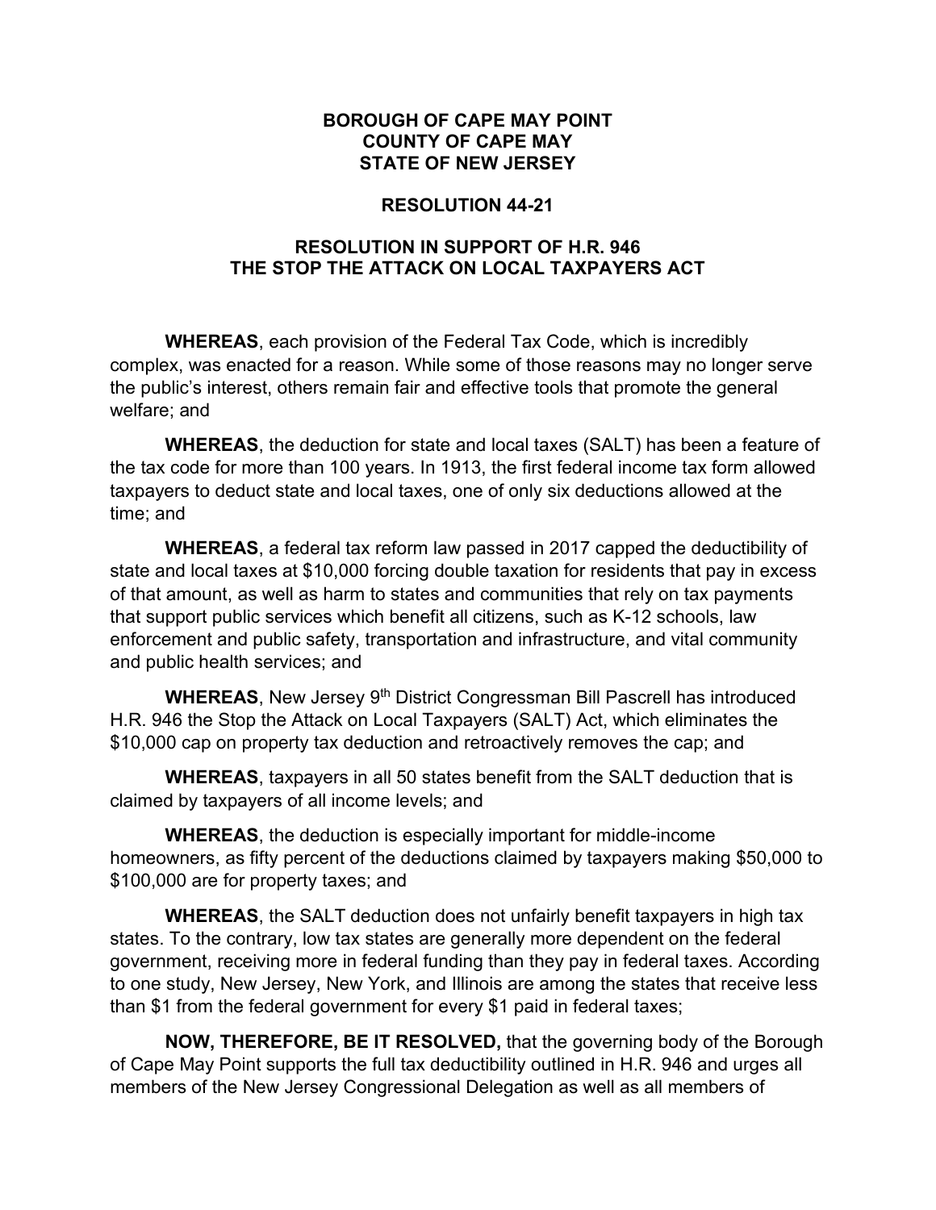**BOROUGH OF CAPE MAY POINT**
**COUNTY OF CAPE MAY**
**STATE OF NEW JERSEY**

**RESOLUTION 44-21**

**RESOLUTION IN SUPPORT OF H.R. 946**
**THE STOP THE ATTACK ON LOCAL TAXPAYERS ACT**

**WHEREAS**, each provision of the Federal Tax Code, which is incredibly complex, was enacted for a reason. While some of those reasons may no longer serve the public's interest, others remain fair and effective tools that promote the general welfare; and

**WHEREAS**, the deduction for state and local taxes (SALT) has been a feature of the tax code for more than 100 years. In 1913, the first federal income tax form allowed taxpayers to deduct state and local taxes, one of only six deductions allowed at the time; and

**WHEREAS**, a federal tax reform law passed in 2017 capped the deductibility of state and local taxes at $10,000 forcing double taxation for residents that pay in excess of that amount, as well as harm to states and communities that rely on tax payments that support public services which benefit all citizens, such as K-12 schools, law enforcement and public safety, transportation and infrastructure, and vital community and public health services; and

**WHEREAS**, New Jersey 9th District Congressman Bill Pascrell has introduced H.R. 946 the Stop the Attack on Local Taxpayers (SALT) Act, which eliminates the $10,000 cap on property tax deduction and retroactively removes the cap; and

**WHEREAS**, taxpayers in all 50 states benefit from the SALT deduction that is claimed by taxpayers of all income levels; and

**WHEREAS**, the deduction is especially important for middle-income homeowners, as fifty percent of the deductions claimed by taxpayers making $50,000 to $100,000 are for property taxes; and

**WHEREAS**, the SALT deduction does not unfairly benefit taxpayers in high tax states. To the contrary, low tax states are generally more dependent on the federal government, receiving more in federal funding than they pay in federal taxes. According to one study, New Jersey, New York, and Illinois are among the states that receive less than $1 from the federal government for every $1 paid in federal taxes;

**NOW, THEREFORE, BE IT RESOLVED,** that the governing body of the Borough of Cape May Point supports the full tax deductibility outlined in H.R. 946 and urges all members of the New Jersey Congressional Delegation as well as all members of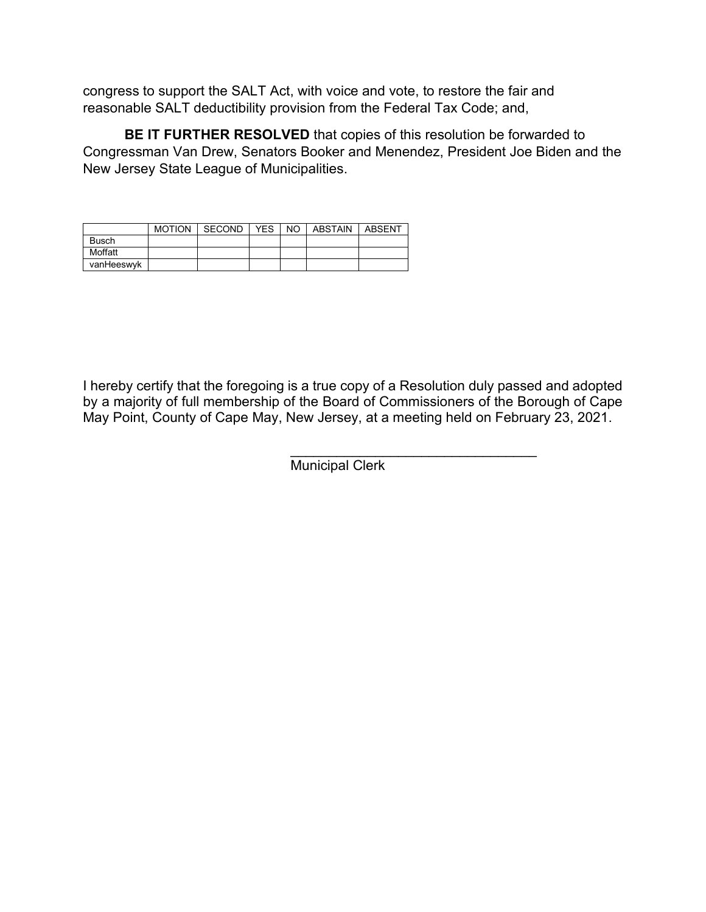congress to support the SALT Act, with voice and vote, to restore the fair and reasonable SALT deductibility provision from the Federal Tax Code; and,

**BE IT FURTHER RESOLVED** that copies of this resolution be forwarded to Congressman Van Drew, Senators Booker and Menendez, President Joe Biden and the New Jersey State League of Municipalities.

| | MOTION | SECOND | YES | NO | ABSTAIN | ABSENT |
|---|---|---|---|---|---|---|
| Busch | | | | | | |
| Moffatt | | | | | | |
| vanHeeswyk | | | | | | |

I hereby certify that the foregoing is a true copy of a Resolution duly passed and adopted by a majority of full membership of the Board of Commissioners of the Borough of Cape May Point, County of Cape May, New Jersey, at a meeting held on February 23, 2021.

\_\_\_\_\_\_\_\_\_\_\_\_\_\_\_\_\_\_\_\_\_\_\_\_\_\_\_\_\_\_\_\_\_\_
Municipal Clerk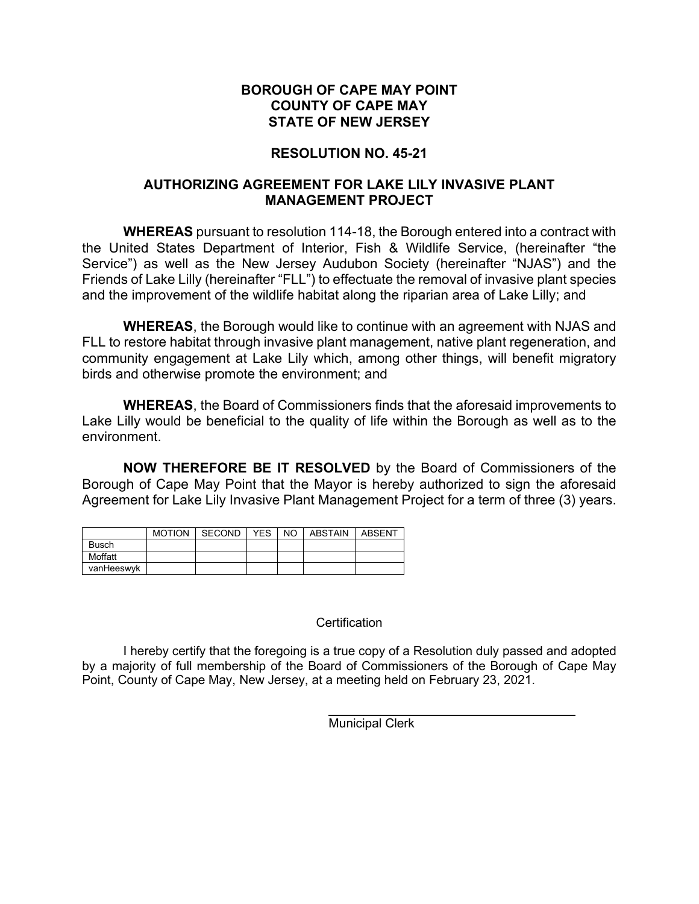**BOROUGH OF CAPE MAY POINT**
**COUNTY OF CAPE MAY**
**STATE OF NEW JERSEY**

**RESOLUTION NO. 45-21**

**AUTHORIZING AGREEMENT FOR LAKE LILY INVASIVE PLANT MANAGEMENT PROJECT**

**WHEREAS** pursuant to resolution 114-18, the Borough entered into a contract with the United States Department of Interior, Fish & Wildlife Service, (hereinafter "the Service") as well as the New Jersey Audubon Society (hereinafter "NJAS") and the Friends of Lake Lilly (hereinafter "FLL") to effectuate the removal of invasive plant species and the improvement of the wildlife habitat along the riparian area of Lake Lilly; and

**WHEREAS**, the Borough would like to continue with an agreement with NJAS and FLL to restore habitat through invasive plant management, native plant regeneration, and community engagement at Lake Lily which, among other things, will benefit migratory birds and otherwise promote the environment; and

**WHEREAS**, the Board of Commissioners finds that the aforesaid improvements to Lake Lilly would be beneficial to the quality of life within the Borough as well as to the environment.

**NOW THEREFORE BE IT RESOLVED** by the Board of Commissioners of the Borough of Cape May Point that the Mayor is hereby authorized to sign the aforesaid Agreement for Lake Lily Invasive Plant Management Project for a term of three (3) years.

| | MOTION | SECOND | YES | NO | ABSTAIN | ABSENT |
|---|---|---|---|---|---|---|
| Busch | | | | | | |
| Moffatt | | | | | | |
| vanHeeswyk | | | | | | |

Certification

I hereby certify that the foregoing is a true copy of a Resolution duly passed and adopted by a majority of full membership of the Board of Commissioners of the Borough of Cape May Point, County of Cape May, New Jersey, at a meeting held on February 23, 2021.

Municipal Clerk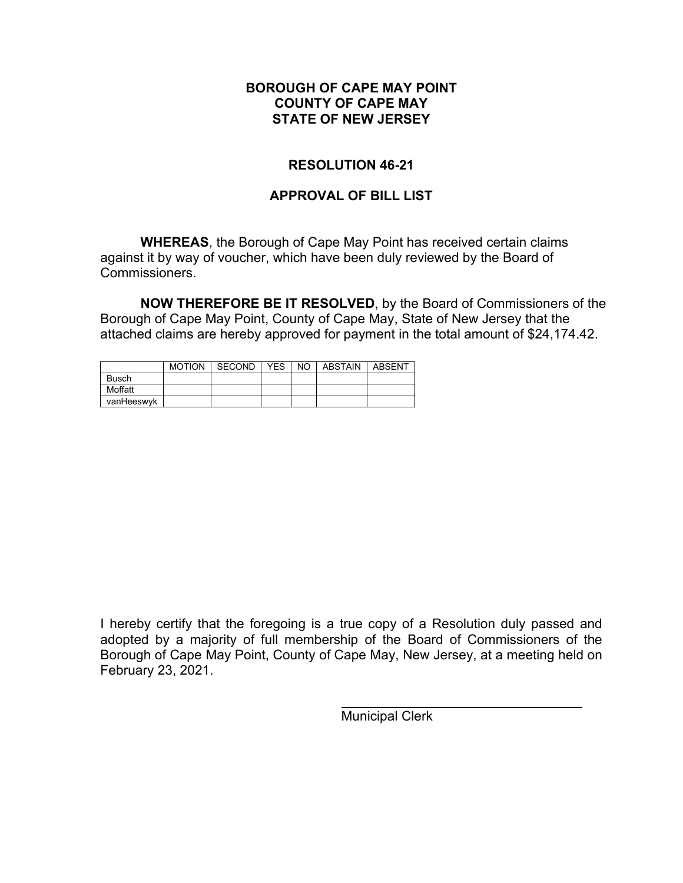**BOROUGH OF CAPE MAY POINT**
**COUNTY OF CAPE MAY**
**STATE OF NEW JERSEY**

**RESOLUTION 46-21**

**APPROVAL OF BILL LIST**

**WHEREAS**, the Borough of Cape May Point has received certain claims against it by way of voucher, which have been duly reviewed by the Board of Commissioners.

**NOW THEREFORE BE IT RESOLVED**, by the Board of Commissioners of the Borough of Cape May Point, County of Cape May, State of New Jersey that the attached claims are hereby approved for payment in the total amount of $24,174.42.

| | MOTION | SECOND | YES | NO | ABSTAIN | ABSENT |
|---|---|---|---|---|---|---|
| Busch | | | | | | |
| Moffatt | | | | | | |
| vanHeeswyk | | | | | | |

I hereby certify that the foregoing is a true copy of a Resolution duly passed and adopted by a majority of full membership of the Board of Commissioners of the Borough of Cape May Point, County of Cape May, New Jersey, at a meeting held on February 23, 2021.

\_\_\_\_\_\_\_\_\_\_\_\_\_\_\_\_\_\_\_\_\_\_\_\_\_\_\_\_\_\_
Municipal Clerk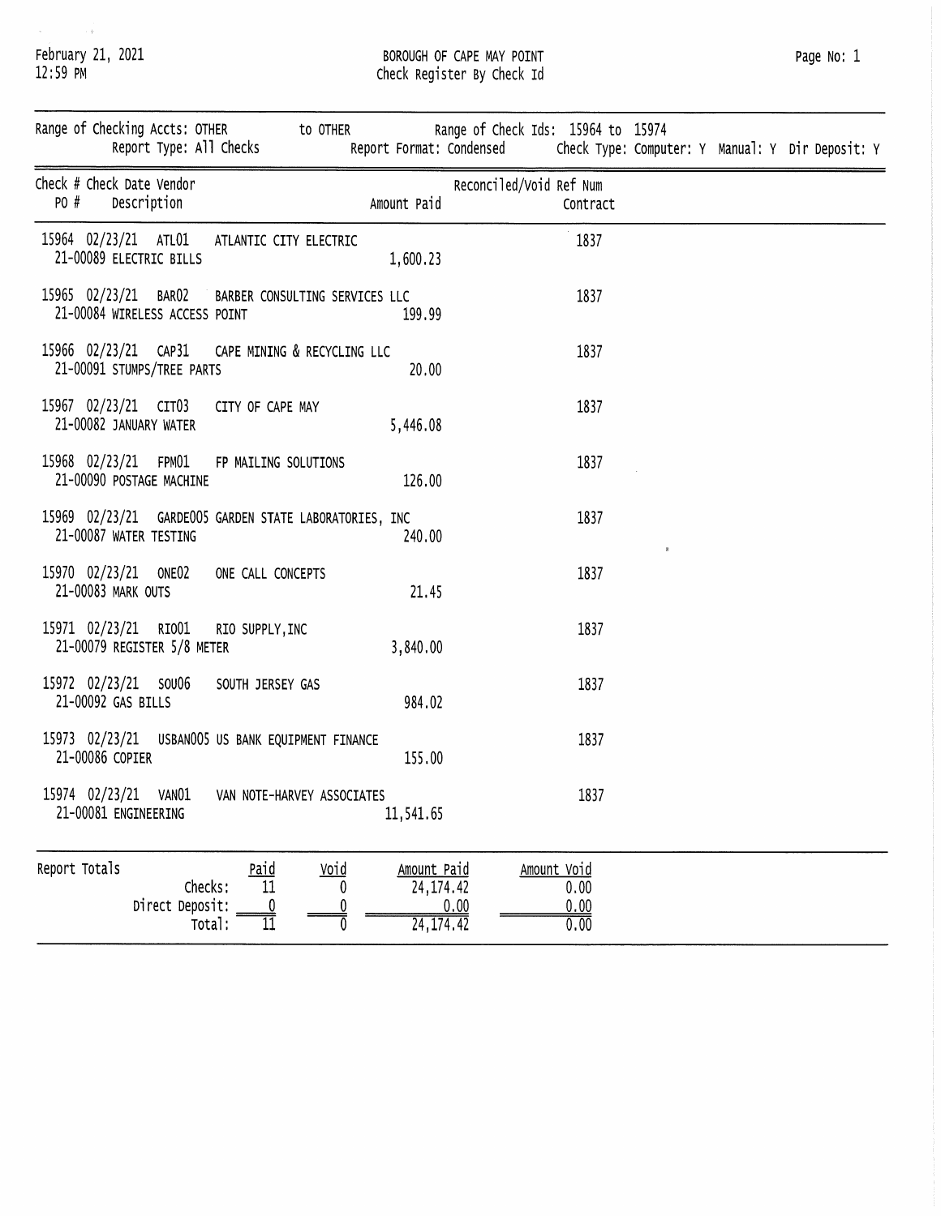February 21, 2021
12:59 PM

# BOROUGH OF CAPE MAY POINT
## Check Register By Check Id

Range of Checking Accts: OTHER to OTHER    Range of Check Ids: 15964 to 15974
Report Type: All Checks    Report Format: Condensed    Check Type: Computer: Y Manual: Y Dir Deposit: Y

| Check # | Check Date | Vendor | | PO # / Description | Amount Paid | Reconciled/Void | Ref Num | Contract |
|---|---|---|---|---|---|---|---|---|
| 15964 | 02/23/21 | ATL01 | ATLANTIC CITY ELECTRIC | 21-00089 ELECTRIC BILLS | 1,600.23 | | 1837 | |
| 15965 | 02/23/21 | BAR02 | BARBER CONSULTING SERVICES LLC | 21-00084 WIRELESS ACCESS POINT | 199.99 | | 1837 | |
| 15966 | 02/23/21 | CAP31 | CAPE MINING & RECYCLING LLC | 21-00091 STUMPS/TREE PARTS | 20.00 | | 1837 | |
| 15967 | 02/23/21 | CIT03 | CITY OF CAPE MAY | 21-00082 JANUARY WATER | 5,446.08 | | 1837 | |
| 15968 | 02/23/21 | FPM01 | FP MAILING SOLUTIONS | 21-00090 POSTAGE MACHINE | 126.00 | | 1837 | |
| 15969 | 02/23/21 | GARDE005 | GARDEN STATE LABORATORIES, INC | 21-00087 WATER TESTING | 240.00 | | 1837 | |
| 15970 | 02/23/21 | ONE02 | ONE CALL CONCEPTS | 21-00083 MARK OUTS | 21.45 | | 1837 | |
| 15971 | 02/23/21 | RIO01 | RIO SUPPLY, INC | 21-00079 REGISTER 5/8 METER | 3,840.00 | | 1837 | |
| 15972 | 02/23/21 | SOU06 | SOUTH JERSEY GAS | 21-00092 GAS BILLS | 984.02 | | 1837 | |
| 15973 | 02/23/21 | USBAN005 | US BANK EQUIPMENT FINANCE | 21-00086 COPIER | 155.00 | | 1837 | |
| 15974 | 02/23/21 | VAN01 | VAN NOTE-HARVEY ASSOCIATES | 21-00081 ENGINEERING | 11,541.65 | | 1837 | |

**Report Totals**

| | Paid | Void | Amount Paid | Amount Void |
|---|---|---|---|---|
| Checks: | 11 | 0 | 24,174.42 | 0.00 |
| Direct Deposit: | 0 | 0 | 0.00 | 0.00 |
| Total: | 11 | 0 | 24,174.42 | 0.00 |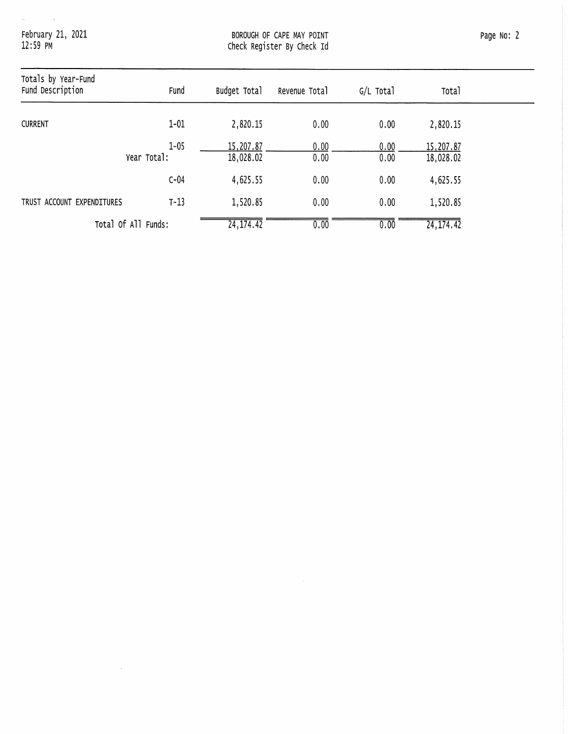February 21, 2021
12:59 PM

BOROUGH OF CAPE MAY POINT
Check Register By Check Id

| Totals by Year-Fund Fund Description | Fund | Budget Total | Revenue Total | G/L Total | Total |
|---|---|---|---|---|---|
| CURRENT | 1-01 | 2,820.15 | 0.00 | 0.00 | 2,820.15 |
| | 1-05 | 15,207.87 | 0.00 | 0.00 | 15,207.87 |
| | Year Total: | 18,028.02 | 0.00 | 0.00 | 18,028.02 |
| | C-04 | 4,625.55 | 0.00 | 0.00 | 4,625.55 |
| TRUST ACCOUNT EXPENDITURES | T-13 | 1,520.85 | 0.00 | 0.00 | 1,520.85 |
| Total Of All Funds: | | 24,174.42 | 0.00 | 0.00 | 24,174.42 |